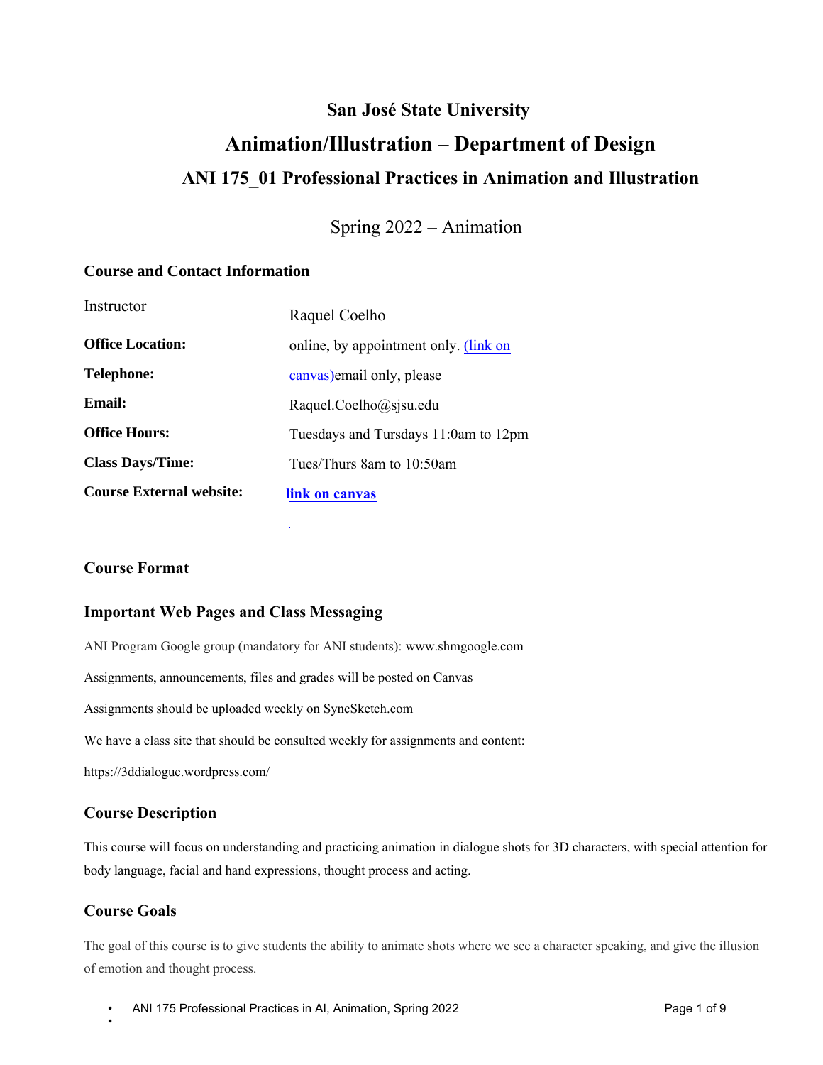# San José State University

## Animation/Illustration – Department of Design

### ANI 175_01 Professional Practices in Animation and Illustration

Spring 2022 – Animation

### Course and Contact Information

| | |
|---|---|
| Instructor | Raquel Coelho |
| **Office Location:** | online, by appointment only. (link on canvas) |
| **Telephone:** | email only, please |
| **Email:** | Raquel.Coelho@sjsu.edu |
| **Office Hours:** | Tuesdays and Tursdays 11:0am to 12pm |
| **Class Days/Time:** | Tues/Thurs 8am to 10:50am |
| **Course External website:** | **link on canvas** |

### Course Format

### Important Web Pages and Class Messaging

ANI Program Google group (mandatory for ANI students): www.shmgoogle.com

Assignments, announcements, files and grades will be posted on Canvas

Assignments should be uploaded weekly on SyncSketch.com

We have a class site that should be consulted weekly for assignments and content:

https://3ddialogue.wordpress.com/

### Course Description

This course will focus on understanding and practicing animation in dialogue shots for 3D characters, with special attention for body language, facial and hand expressions, thought process and acting.

### Course Goals

The goal of this course is to give students the ability to animate shots where we see a character speaking, and give the illusion of emotion and thought process.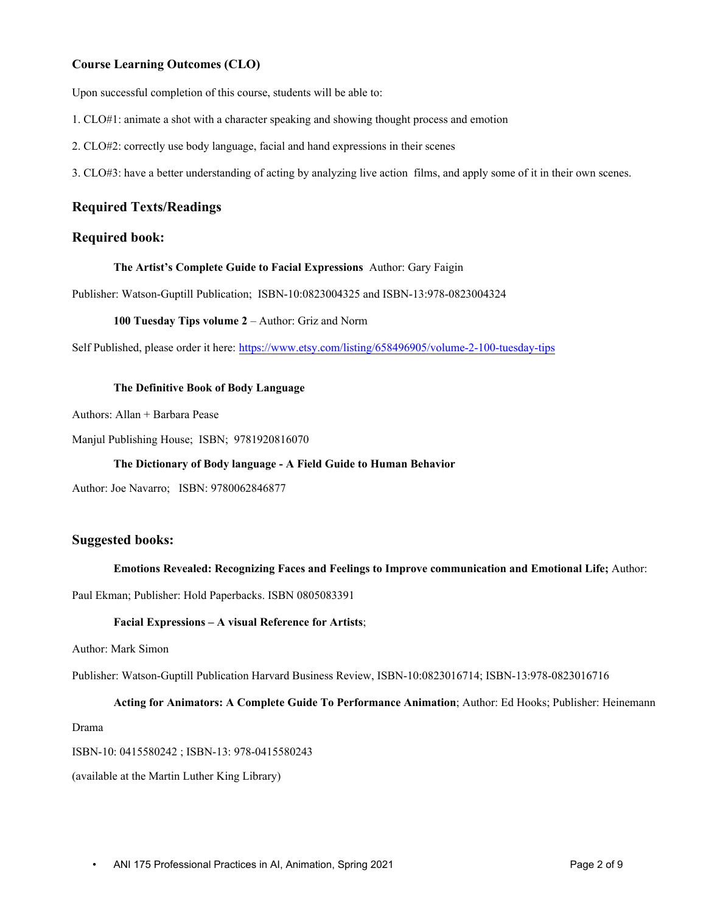**Course Learning Outcomes (CLO)**

Upon successful completion of this course, students will be able to:

1. CLO#1: animate a shot with a character speaking and showing thought process and emotion
2. CLO#2: correctly use body language, facial and hand expressions in their scenes
3. CLO#3: have a better understanding of acting by analyzing live action films, and apply some of it in their own scenes.

## Required Texts/Readings

## Required book:

**The Artist's Complete Guide to Facial Expressions** Author: Gary Faigin

Publisher: Watson-Guptill Publication; ISBN-10:0823004325 and ISBN-13:978-0823004324

**100 Tuesday Tips volume 2** – Author: Griz and Norm

Self Published, please order it here: https://www.etsy.com/listing/658496905/volume-2-100-tuesday-tips

**The Definitive Book of Body Language**

Authors: Allan + Barbara Pease

Manjul Publishing House; ISBN; 9781920816070

**The Dictionary of Body language - A Field Guide to Human Behavior**

Author: Joe Navarro; ISBN: 9780062846877

## Suggested books:

**Emotions Revealed: Recognizing Faces and Feelings to Improve communication and Emotional Life;** Author: Paul Ekman; Publisher: Hold Paperbacks. ISBN 0805083391

**Facial Expressions – A visual Reference for Artists**;

Author: Mark Simon

Publisher: Watson-Guptill Publication Harvard Business Review, ISBN-10:0823016714; ISBN-13:978-0823016716

**Acting for Animators: A Complete Guide To Performance Animation**; Author: Ed Hooks; Publisher: Heinemann Drama

ISBN-10: 0415580242 ; ISBN-13: 978-0415580243

(available at the Martin Luther King Library)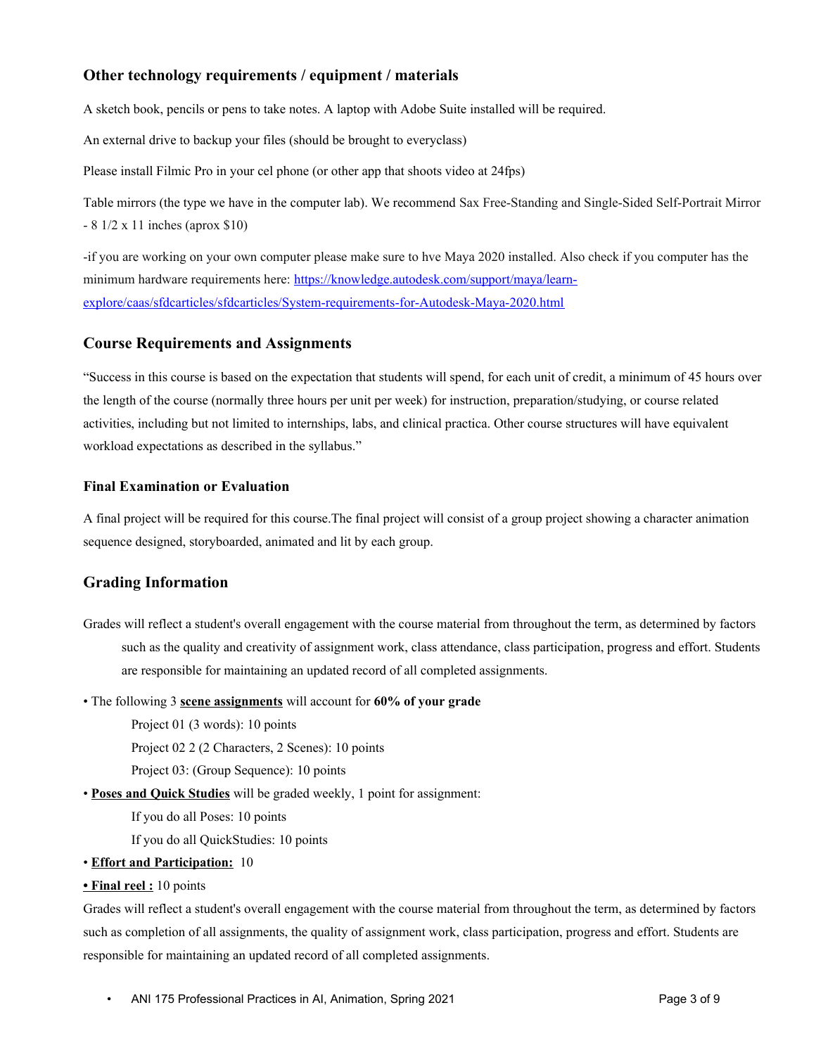## Other technology requirements / equipment / materials

A sketch book, pencils or pens to take notes. A laptop with Adobe Suite installed will be required.

An external drive to backup your files (should be brought to everyclass)

Please install Filmic Pro in your cel phone (or other app that shoots video at 24fps)

Table mirrors (the type we have in the computer lab). We recommend Sax Free-Standing and Single-Sided Self-Portrait Mirror - 8 1/2 x 11 inches (aprox $10)

-if you are working on your own computer please make sure to hve Maya 2020 installed. Also check if you computer has the minimum hardware requirements here: [https://knowledge.autodesk.com/support/maya/learn-explore/caas/sfdcarticles/sfdcarticles/System-requirements-for-Autodesk-Maya-2020.html](https://knowledge.autodesk.com/support/maya/learn-explore/caas/sfdcarticles/sfdcarticles/System-requirements-for-Autodesk-Maya-2020.html)

## Course Requirements and Assignments

"Success in this course is based on the expectation that students will spend, for each unit of credit, a minimum of 45 hours over the length of the course (normally three hours per unit per week) for instruction, preparation/studying, or course related activities, including but not limited to internships, labs, and clinical practica. Other course structures will have equivalent workload expectations as described in the syllabus."

### Final Examination or Evaluation

A final project will be required for this course.The final project will consist of a group project showing a character animation sequence designed, storyboarded, animated and lit by each group.

## Grading Information

Grades will reflect a student's overall engagement with the course material from throughout the term, as determined by factors such as the quality and creativity of assignment work, class attendance, class participation, progress and effort. Students are responsible for maintaining an updated record of all completed assignments.

- The following 3 **scene assignments** will account for **60% of your grade**
  - Project 01 (3 words): 10 points
  - Project 02 2 (2 Characters, 2 Scenes): 10 points
  - Project 03: (Group Sequence): 10 points
- **Poses and Quick Studies** will be graded weekly, 1 point for assignment:
  - If you do all Poses: 10 points
  - If you do all QuickStudies: 10 points
- **Effort and Participation:** 10
- **Final reel :** 10 points

Grades will reflect a student's overall engagement with the course material from throughout the term, as determined by factors such as completion of all assignments, the quality of assignment work, class participation, progress and effort. Students are responsible for maintaining an updated record of all completed assignments.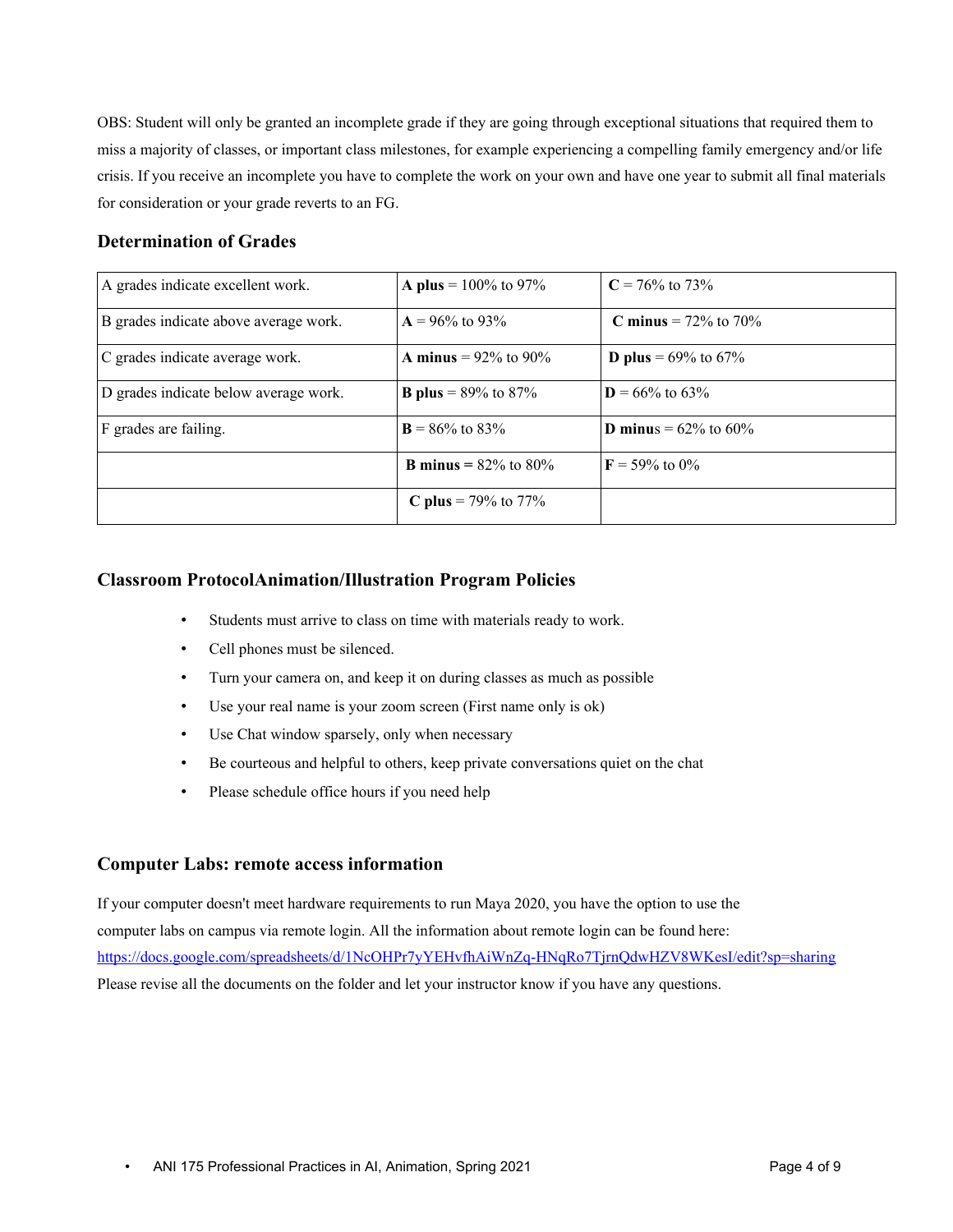OBS: Student will only be granted an incomplete grade if they are going through exceptional situations that required them to miss a majority of classes, or important class milestones, for example experiencing a compelling family emergency and/or life crisis. If you receive an incomplete you have to complete the work on your own and have one year to submit all final materials for consideration or your grade reverts to an FG.

### Determination of Grades

| | | |
|---|---|---|
| A grades indicate excellent work. | **A plus** = 100% to 97% | **C** = 76% to 73% |
| B grades indicate above average work. | **A** = 96% to 93% | **C minus** = 72% to 70% |
| C grades indicate average work. | **A minus** = 92% to 90% | **D plus** = 69% to 67% |
| D grades indicate below average work. | **B plus** = 89% to 87% | **D** = 66% to 63% |
| F grades are failing. | **B** = 86% to 83% | **D minus** = 62% to 60% |
| | **B minus =** 82% to 80% | **F** = 59% to 0% |
| | **C plus** = 79% to 77% | |

### Classroom ProtocolAnimation/Illustration Program Policies

- Students must arrive to class on time with materials ready to work.
- Cell phones must be silenced.
- Turn your camera on, and keep it on during classes as much as possible
- Use your real name is your zoom screen (First name only is ok)
- Use Chat window sparsely, only when necessary
- Be courteous and helpful to others, keep private conversations quiet on the chat
- Please schedule office hours if you need help

### Computer Labs: remote access information

If your computer doesn't meet hardware requirements to run Maya 2020, you have the option to use the computer labs on campus via remote login. All the information about remote login can be found here: https://docs.google.com/spreadsheets/d/1NcOHPr7yYEHvfhAiWnZq-HNqRo7TjrnQdwHZV8WKesI/edit?sp=sharing
Please revise all the documents on the folder and let your instructor know if you have any questions.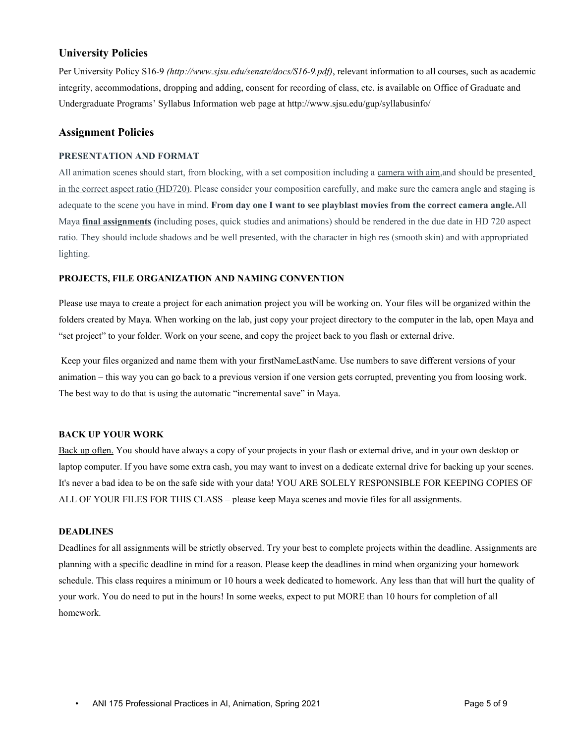## University Policies

Per University Policy S16-9 *(http://www.sjsu.edu/senate/docs/S16-9.pdf)*, relevant information to all courses, such as academic integrity, accommodations, dropping and adding, consent for recording of class, etc. is available on Office of Graduate and Undergraduate Programs' Syllabus Information web page at http://www.sjsu.edu/gup/syllabusinfo/

## Assignment Policies

### PRESENTATION AND FORMAT

All animation scenes should start, from blocking, with a set composition including a camera with aim,and should be presented in the correct aspect ratio (HD720). Please consider your composition carefully, and make sure the camera angle and staging is adequate to the scene you have in mind. **From day one I want to see playblast movies from the correct camera angle.**All Maya **final assignments (**including poses, quick studies and animations) should be rendered in the due date in HD 720 aspect ratio. They should include shadows and be well presented, with the character in high res (smooth skin) and with appropriated lighting.

### PROJECTS, FILE ORGANIZATION AND NAMING CONVENTION

Please use maya to create a project for each animation project you will be working on. Your files will be organized within the folders created by Maya. When working on the lab, just copy your project directory to the computer in the lab, open Maya and "set project" to your folder. Work on your scene, and copy the project back to you flash or external drive.

Keep your files organized and name them with your firstNameLastName. Use numbers to save different versions of your animation – this way you can go back to a previous version if one version gets corrupted, preventing you from loosing work. The best way to do that is using the automatic "incremental save" in Maya.

### BACK UP YOUR WORK

Back up often. You should have always a copy of your projects in your flash or external drive, and in your own desktop or laptop computer. If you have some extra cash, you may want to invest on a dedicate external drive for backing up your scenes. It's never a bad idea to be on the safe side with your data! YOU ARE SOLELY RESPONSIBLE FOR KEEPING COPIES OF ALL OF YOUR FILES FOR THIS CLASS – please keep Maya scenes and movie files for all assignments.

### DEADLINES

Deadlines for all assignments will be strictly observed. Try your best to complete projects within the deadline. Assignments are planning with a specific deadline in mind for a reason. Please keep the deadlines in mind when organizing your homework schedule. This class requires a minimum or 10 hours a week dedicated to homework. Any less than that will hurt the quality of your work. You do need to put in the hours! In some weeks, expect to put MORE than 10 hours for completion of all homework.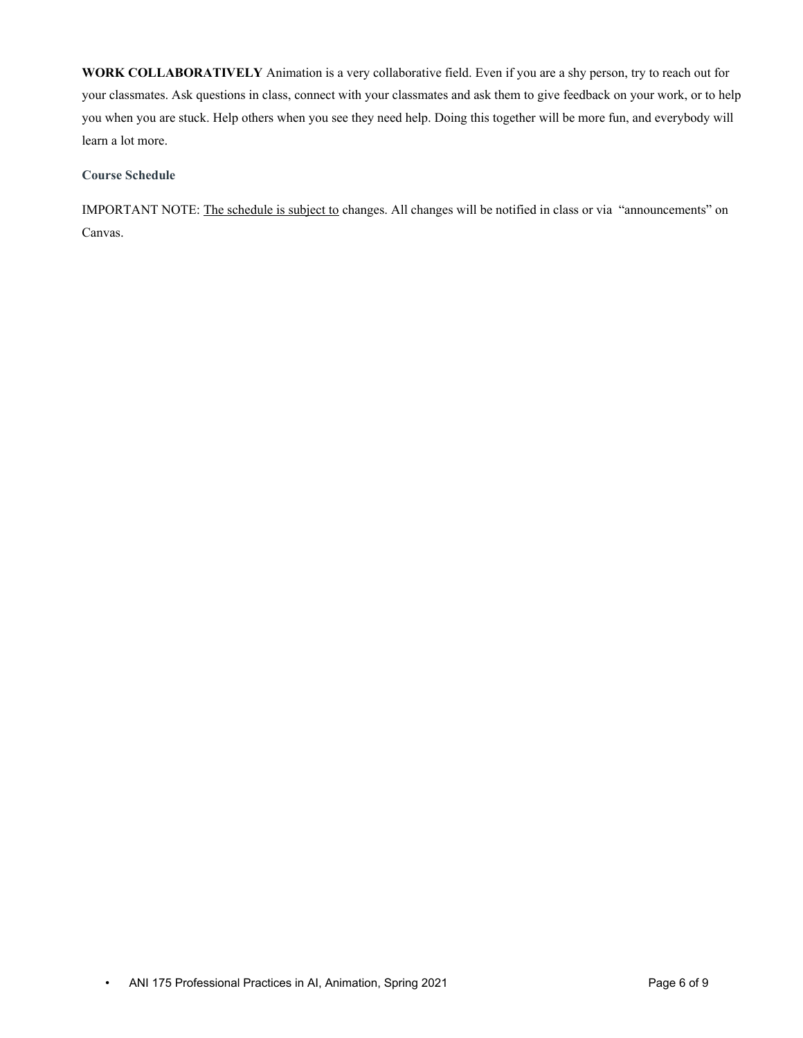**WORK COLLABORATIVELY** Animation is a very collaborative field. Even if you are a shy person, try to reach out for your classmates. Ask questions in class, connect with your classmates and ask them to give feedback on your work, or to help you when you are stuck. Help others when you see they need help. Doing this together will be more fun, and everybody will learn a lot more.

### Course Schedule

IMPORTANT NOTE: The schedule is subject to changes. All changes will be notified in class or via "announcements" on Canvas.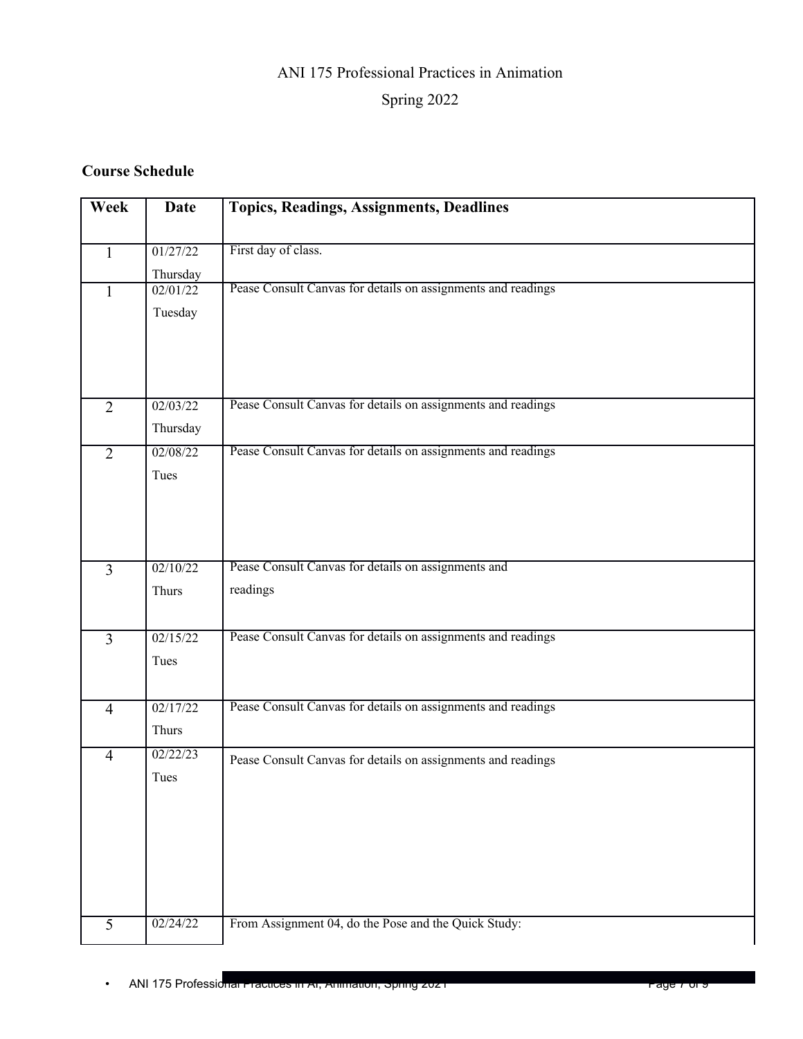ANI 175 Professional Practices in Animation

Spring 2022

**Course Schedule**

| Week | Date | Topics, Readings, Assignments, Deadlines |
|---|---|---|
| 1 | 01/27/22 Thursday | First day of class. |
| 1 | 02/01/22 Tuesday | Pease Consult Canvas for details on assignments and readings |
| 2 | 02/03/22 Thursday | Pease Consult Canvas for details on assignments and readings |
| 2 | 02/08/22 Tues | Pease Consult Canvas for details on assignments and readings |
| 3 | 02/10/22 Thurs | Pease Consult Canvas for details on assignments and readings |
| 3 | 02/15/22 Tues | Pease Consult Canvas for details on assignments and readings |
| 4 | 02/17/22 Thurs | Pease Consult Canvas for details on assignments and readings |
| 4 | 02/22/23 Tues | Pease Consult Canvas for details on assignments and readings |
| 5 | 02/24/22 | From Assignment 04, do the Pose and the Quick Study: |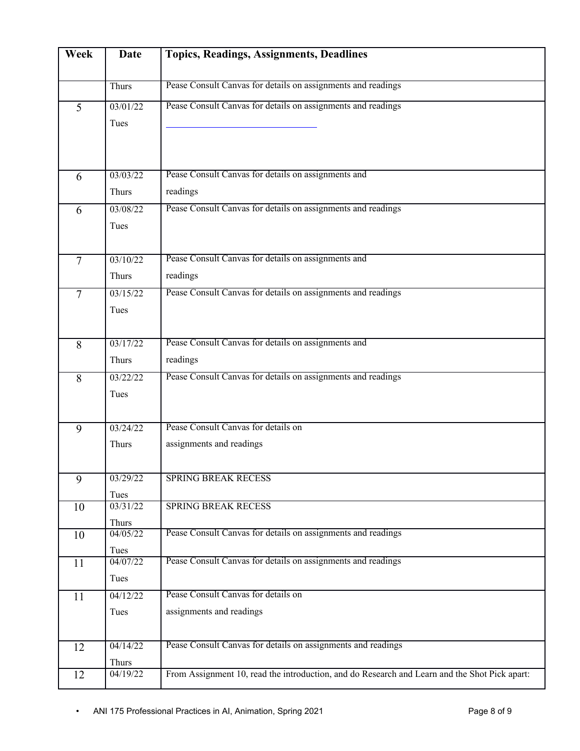| Week | Date | Topics, Readings, Assignments, Deadlines |
|---|---|---|
| | Thurs | Pease Consult Canvas for details on assignments and readings |
| 5 | 03/01/22 Tues | Pease Consult Canvas for details on assignments and readings |
| 6 | 03/03/22 Thurs | Pease Consult Canvas for details on assignments and readings |
| 6 | 03/08/22 Tues | Pease Consult Canvas for details on assignments and readings |
| 7 | 03/10/22 Thurs | Pease Consult Canvas for details on assignments and readings |
| 7 | 03/15/22 Tues | Pease Consult Canvas for details on assignments and readings |
| 8 | 03/17/22 Thurs | Pease Consult Canvas for details on assignments and readings |
| 8 | 03/22/22 Tues | Pease Consult Canvas for details on assignments and readings |
| 9 | 03/24/22 Thurs | Pease Consult Canvas for details on assignments and readings |
| 9 | 03/29/22 Tues | SPRING BREAK RECESS |
| 10 | 03/31/22 Thurs | SPRING BREAK RECESS |
| 10 | 04/05/22 Tues | Pease Consult Canvas for details on assignments and readings |
| 11 | 04/07/22 Tues | Pease Consult Canvas for details on assignments and readings |
| 11 | 04/12/22 Tues | Pease Consult Canvas for details on assignments and readings |
| 12 | 04/14/22 Thurs | Pease Consult Canvas for details on assignments and readings |
| 12 | 04/19/22 | From Assignment 10, read the introduction, and do Research and Learn and the Shot Pick apart: |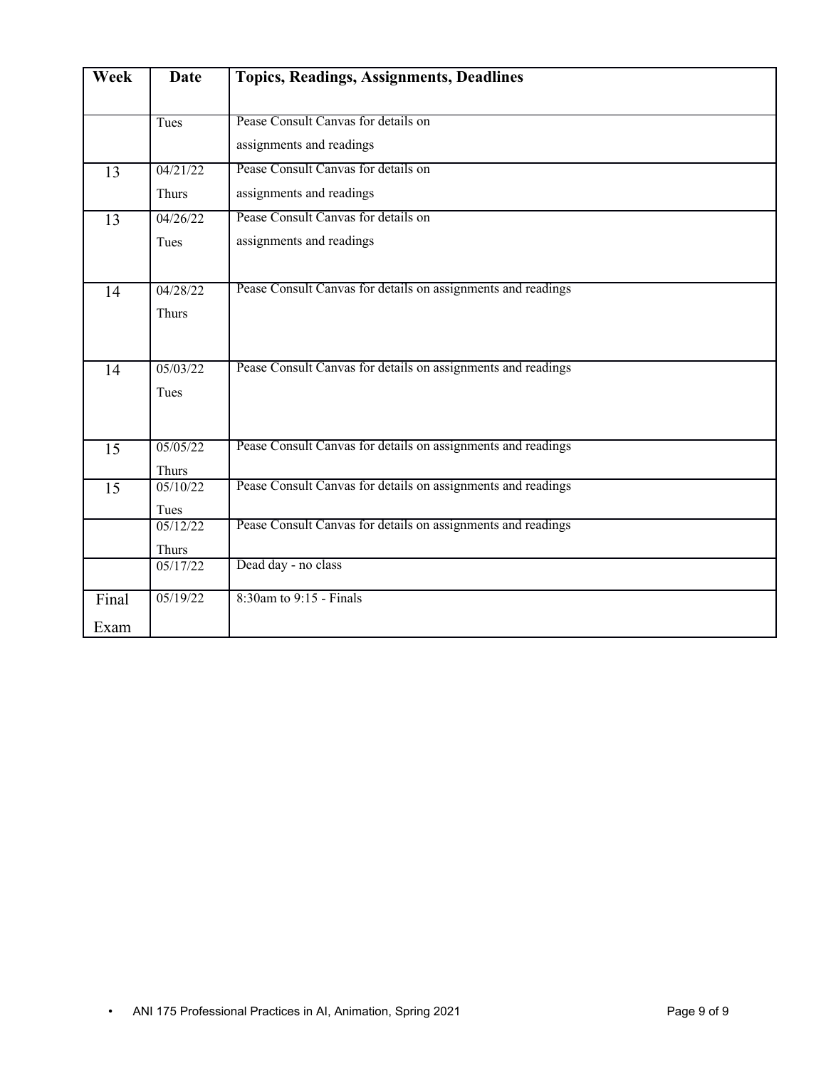| Week | Date | Topics, Readings, Assignments, Deadlines |
|---|---|---|
| | Tues | Pease Consult Canvas for details on assignments and readings |
| 13 | 04/21/22 Thurs | Pease Consult Canvas for details on assignments and readings |
| 13 | 04/26/22 Tues | Pease Consult Canvas for details on assignments and readings |
| 14 | 04/28/22 Thurs | Pease Consult Canvas for details on assignments and readings |
| 14 | 05/03/22 Tues | Pease Consult Canvas for details on assignments and readings |
| 15 | 05/05/22 Thurs | Pease Consult Canvas for details on assignments and readings |
| 15 | 05/10/22 Tues | Pease Consult Canvas for details on assignments and readings |
| | 05/12/22 Thurs | Pease Consult Canvas for details on assignments and readings |
| | 05/17/22 | Dead day - no class |
| Final Exam | 05/19/22 | 8:30am to 9:15 - Finals |